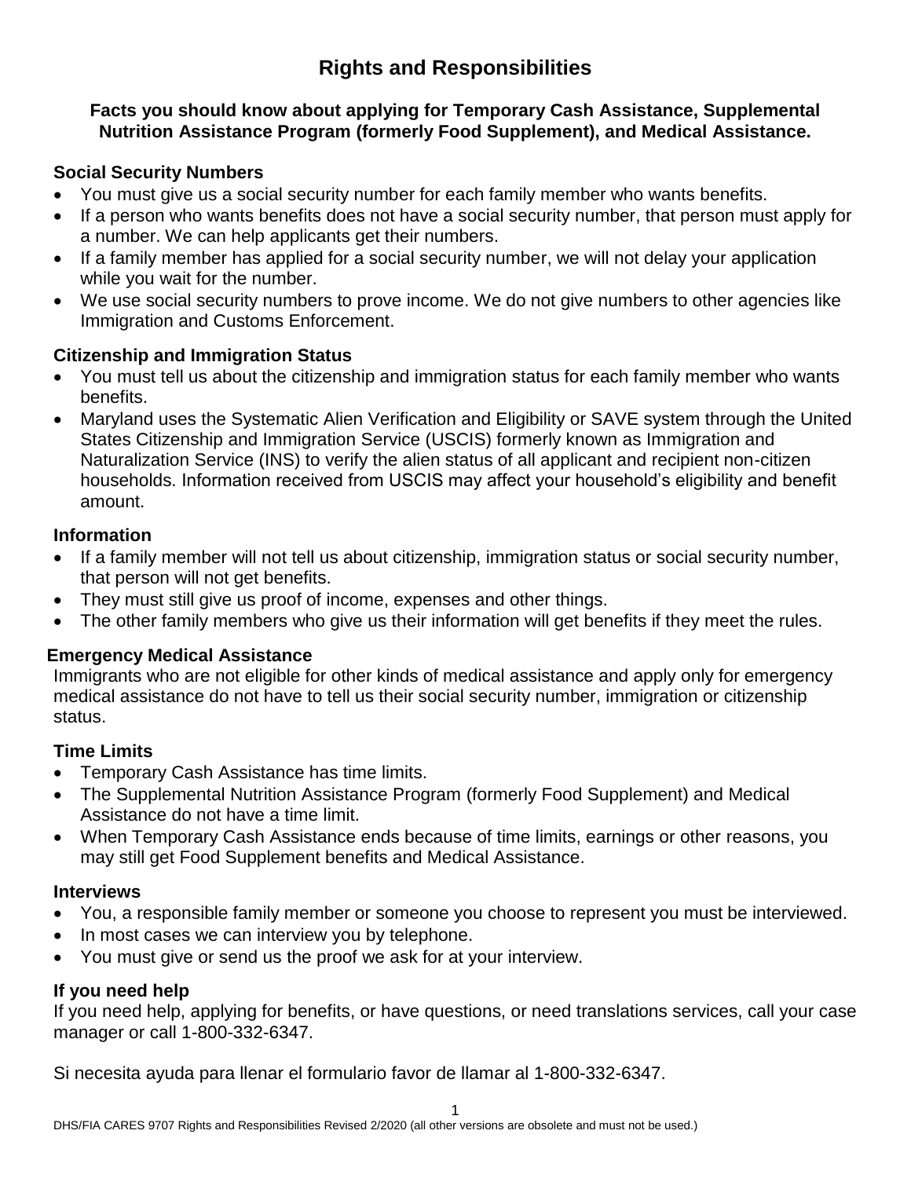# Rights and Responsibilities

**Facts you should know about applying for Temporary Cash Assistance, Supplemental Nutrition Assistance Program (formerly Food Supplement), and Medical Assistance.**

## Social Security Numbers

- You must give us a social security number for each family member who wants benefits.
- If a person who wants benefits does not have a social security number, that person must apply for a number. We can help applicants get their numbers.
- If a family member has applied for a social security number, we will not delay your application while you wait for the number.
- We use social security numbers to prove income. We do not give numbers to other agencies like Immigration and Customs Enforcement.

## Citizenship and Immigration Status

- You must tell us about the citizenship and immigration status for each family member who wants benefits.
- Maryland uses the Systematic Alien Verification and Eligibility or SAVE system through the United States Citizenship and Immigration Service (USCIS) formerly known as Immigration and Naturalization Service (INS) to verify the alien status of all applicant and recipient non-citizen households. Information received from USCIS may affect your household's eligibility and benefit amount.

## Information

- If a family member will not tell us about citizenship, immigration status or social security number, that person will not get benefits.
- They must still give us proof of income, expenses and other things.
- The other family members who give us their information will get benefits if they meet the rules.

## Emergency Medical Assistance

Immigrants who are not eligible for other kinds of medical assistance and apply only for emergency medical assistance do not have to tell us their social security number, immigration or citizenship status.

## Time Limits

- Temporary Cash Assistance has time limits.
- The Supplemental Nutrition Assistance Program (formerly Food Supplement) and Medical Assistance do not have a time limit.
- When Temporary Cash Assistance ends because of time limits, earnings or other reasons, you may still get Food Supplement benefits and Medical Assistance.

## Interviews

- You, a responsible family member or someone you choose to represent you must be interviewed.
- In most cases we can interview you by telephone.
- You must give or send us the proof we ask for at your interview.

## If you need help

If you need help, applying for benefits, or have questions, or need translations services, call your case manager or call 1-800-332-6347.

Si necesita ayuda para llenar el formulario favor de llamar al 1-800-332-6347.

DHS/FIA CARES 9707 Rights and Responsibilities Revised 2/2020 (all other versions are obsolete and must not be used.)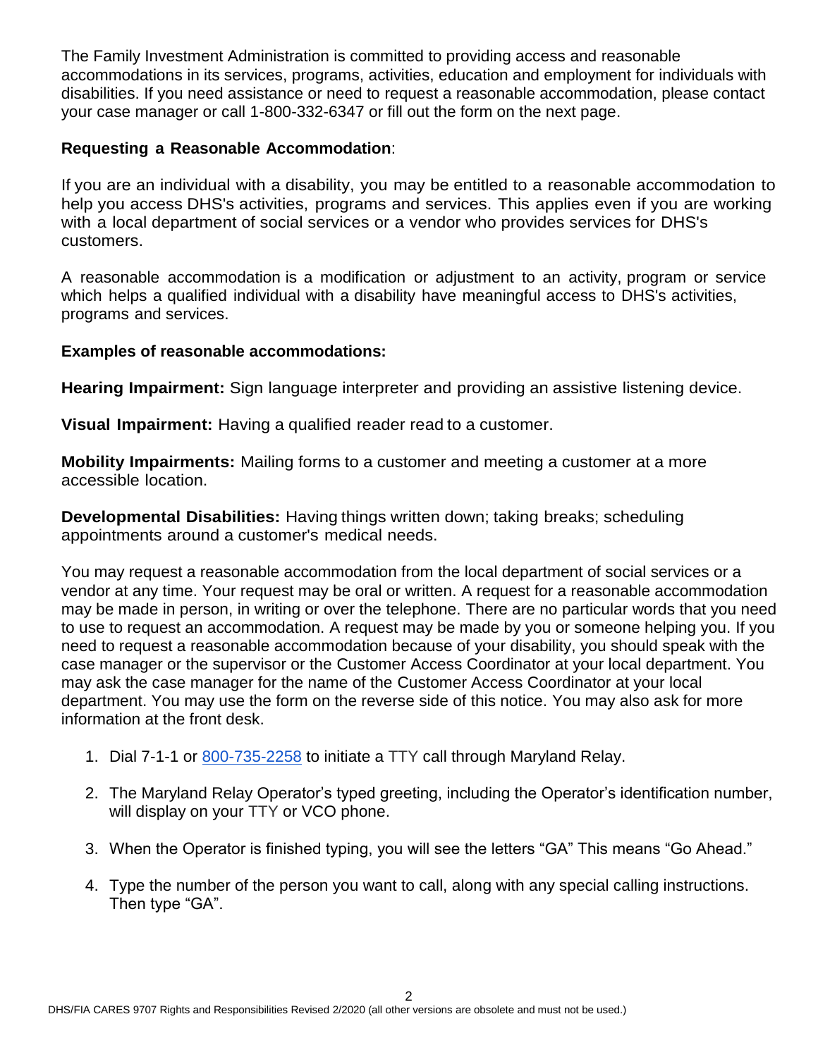The Family Investment Administration is committed to providing access and reasonable accommodations in its services, programs, activities, education and employment for individuals with disabilities. If you need assistance or need to request a reasonable accommodation, please contact your case manager or call 1-800-332-6347 or fill out the form on the next page.

**Requesting a Reasonable Accommodation**:

If you are an individual with a disability, you may be entitled to a reasonable accommodation to help you access DHS's activities, programs and services. This applies even if you are working with a local department of social services or a vendor who provides services for DHS's customers.

A reasonable accommodation is a modification or adjustment to an activity, program or service which helps a qualified individual with a disability have meaningful access to DHS's activities, programs and services.

**Examples of reasonable accommodations:**

**Hearing Impairment:** Sign language interpreter and providing an assistive listening device.

**Visual Impairment:** Having a qualified reader read to a customer.

**Mobility Impairments:** Mailing forms to a customer and meeting a customer at a more accessible location.

**Developmental Disabilities:** Having things written down; taking breaks; scheduling appointments around a customer's medical needs.

You may request a reasonable accommodation from the local department of social services or a vendor at any time. Your request may be oral or written. A request for a reasonable accommodation may be made in person, in writing or over the telephone. There are no particular words that you need to use to request an accommodation. A request may be made by you or someone helping you. If you need to request a reasonable accommodation because of your disability, you should speak with the case manager or the supervisor or the Customer Access Coordinator at your local department. You may ask the case manager for the name of the Customer Access Coordinator at your local department. You may use the form on the reverse side of this notice. You may also ask for more information at the front desk.

1. Dial 7-1-1 or 800-735-2258 to initiate a TTY call through Maryland Relay.
2. The Maryland Relay Operator's typed greeting, including the Operator's identification number, will display on your TTY or VCO phone.
3. When the Operator is finished typing, you will see the letters "GA" This means "Go Ahead."
4. Type the number of the person you want to call, along with any special calling instructions. Then type "GA".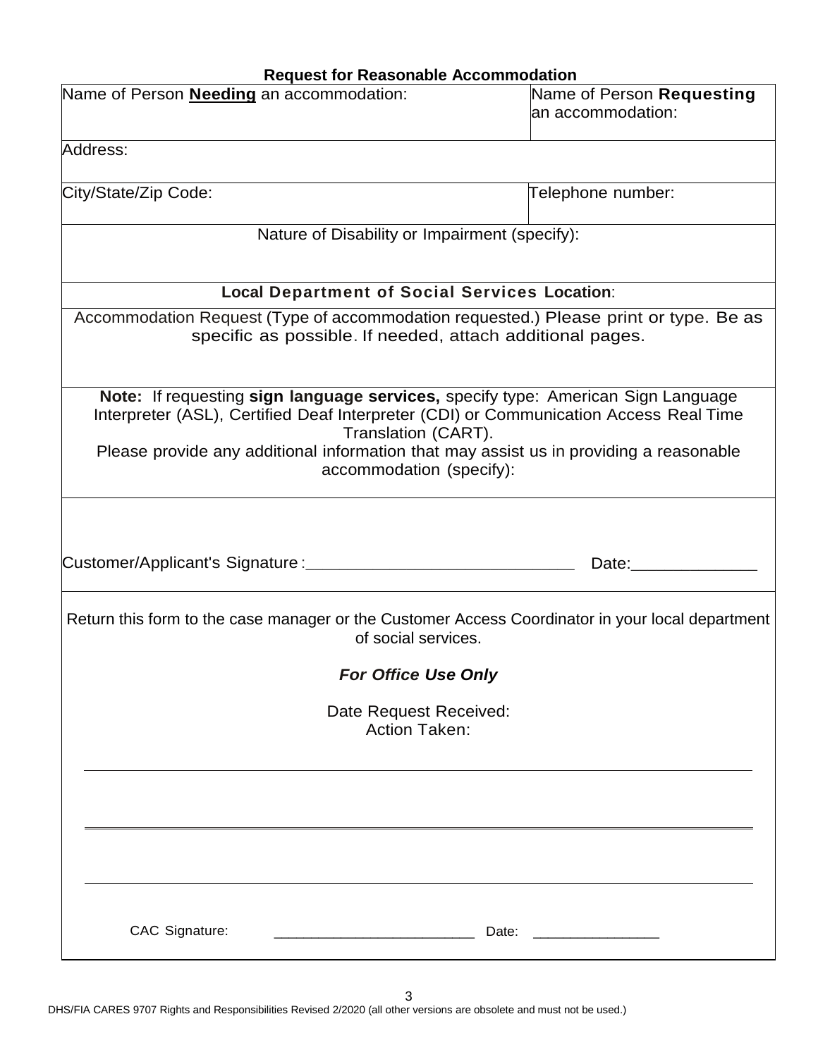## Request for Reasonable Accommodation

| Name of Person **Needing** an accommodation: | Name of Person **Requesting** an accommodation: |
|---|---|
| Address: | |
| City/State/Zip Code: | Telephone number: |
| Nature of Disability or Impairment (specify): | |
| **Local Department of Social Services Location**: | |
| Accommodation Request (Type of accommodation requested.) Please print or type. Be as specific as possible. If needed, attach additional pages. | |
| **Note:** If requesting **sign language services,** specify type: American Sign Language Interpreter (ASL), Certified Deaf Interpreter (CDI) or Communication Access Real Time Translation (CART). Please provide any additional information that may assist us in providing a reasonable accommodation (specify): | |
| Customer/Applicant's Signature:\_\_\_\_\_\_\_\_\_\_\_\_\_\_\_\_\_\_\_\_\_\_\_\_\_\_\_\_\_\_ | Date:\_\_\_\_\_\_\_\_\_\_\_\_\_\_ |

Return this form to the case manager or the Customer Access Coordinator in your local department of social services.

***For Office Use Only***

Date Request Received:

Action Taken:

CAC Signature: \_\_\_\_\_\_\_\_\_\_\_\_\_\_\_\_\_\_\_\_\_\_\_\_\_\_ Date: \_\_\_\_\_\_\_\_\_\_\_\_\_\_\_\_

DHS/FIA CARES 9707 Rights and Responsibilities Revised 2/2020 (all other versions are obsolete and must not be used.)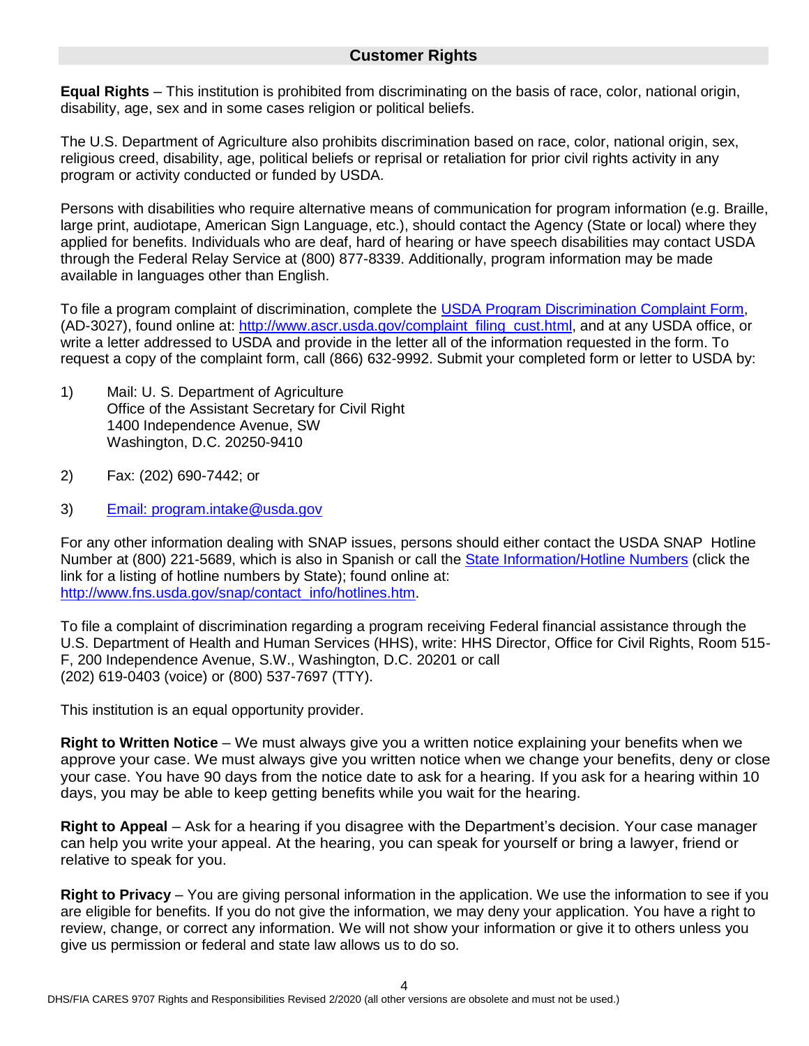## Customer Rights

**Equal Rights** – This institution is prohibited from discriminating on the basis of race, color, national origin, disability, age, sex and in some cases religion or political beliefs.

The U.S. Department of Agriculture also prohibits discrimination based on race, color, national origin, sex, religious creed, disability, age, political beliefs or reprisal or retaliation for prior civil rights activity in any program or activity conducted or funded by USDA.

Persons with disabilities who require alternative means of communication for program information (e.g. Braille, large print, audiotape, American Sign Language, etc.), should contact the Agency (State or local) where they applied for benefits. Individuals who are deaf, hard of hearing or have speech disabilities may contact USDA through the Federal Relay Service at (800) 877-8339. Additionally, program information may be made available in languages other than English.

To file a program complaint of discrimination, complete the USDA Program Discrimination Complaint Form, (AD-3027), found online at: http://www.ascr.usda.gov/complaint_filing_cust.html, and at any USDA office, or write a letter addressed to USDA and provide in the letter all of the information requested in the form. To request a copy of the complaint form, call (866) 632-9992. Submit your completed form or letter to USDA by:

1) Mail: U. S. Department of Agriculture
   Office of the Assistant Secretary for Civil Right
   1400 Independence Avenue, SW
   Washington, D.C. 20250-9410

2) Fax: (202) 690-7442; or

3) Email: program.intake@usda.gov

For any other information dealing with SNAP issues, persons should either contact the USDA SNAP Hotline Number at (800) 221-5689, which is also in Spanish or call the State Information/Hotline Numbers (click the link for a listing of hotline numbers by State); found online at: http://www.fns.usda.gov/snap/contact_info/hotlines.htm.

To file a complaint of discrimination regarding a program receiving Federal financial assistance through the U.S. Department of Health and Human Services (HHS), write: HHS Director, Office for Civil Rights, Room 515-F, 200 Independence Avenue, S.W., Washington, D.C. 20201 or call (202) 619-0403 (voice) or (800) 537-7697 (TTY).

This institution is an equal opportunity provider.

**Right to Written Notice** – We must always give you a written notice explaining your benefits when we approve your case. We must always give you written notice when we change your benefits, deny or close your case. You have 90 days from the notice date to ask for a hearing. If you ask for a hearing within 10 days, you may be able to keep getting benefits while you wait for the hearing.

**Right to Appeal** – Ask for a hearing if you disagree with the Department's decision. Your case manager can help you write your appeal. At the hearing, you can speak for yourself or bring a lawyer, friend or relative to speak for you.

**Right to Privacy** – You are giving personal information in the application. We use the information to see if you are eligible for benefits. If you do not give the information, we may deny your application. You have a right to review, change, or correct any information. We will not show your information or give it to others unless you give us permission or federal and state law allows us to do so.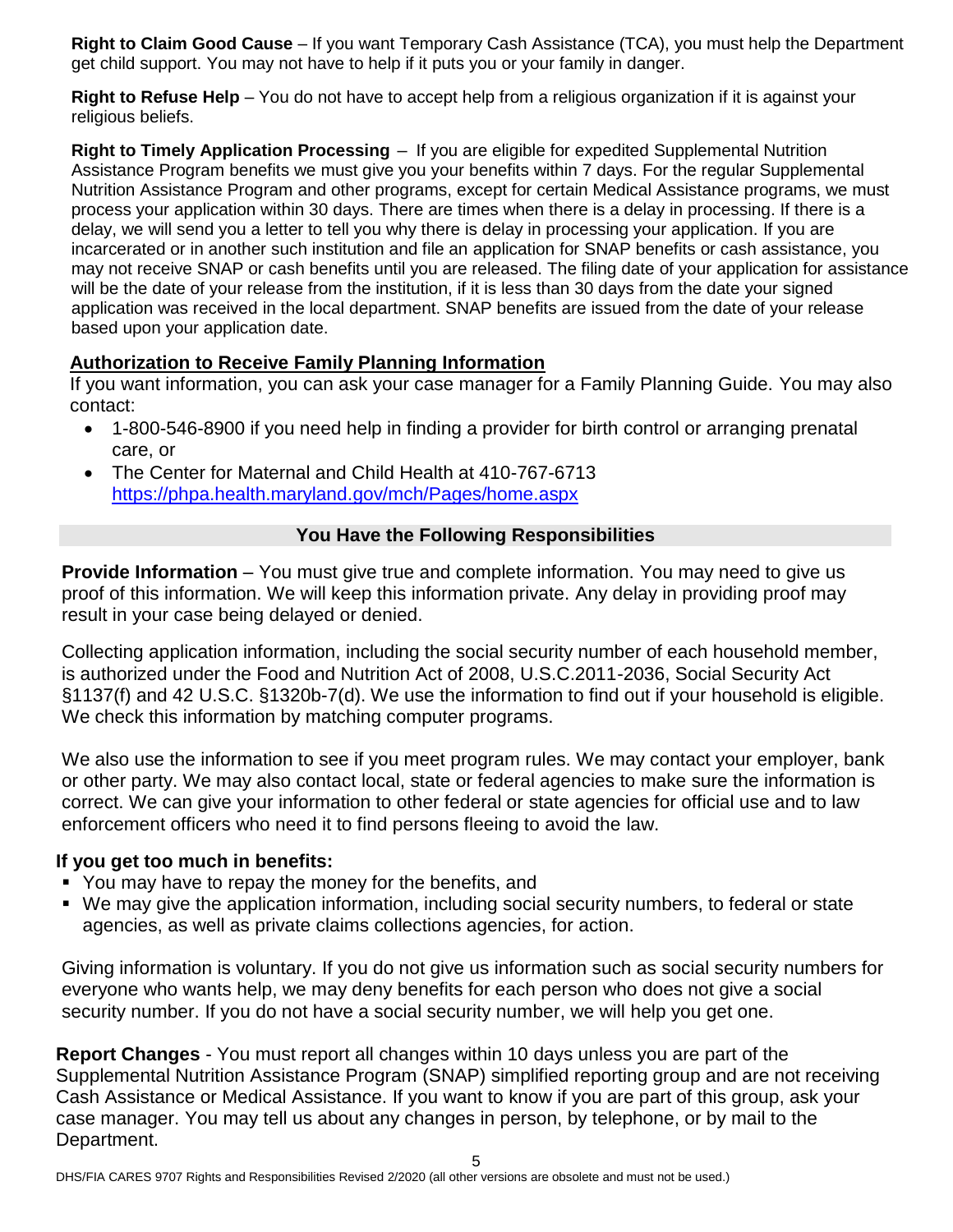**Right to Claim Good Cause** – If you want Temporary Cash Assistance (TCA), you must help the Department get child support. You may not have to help if it puts you or your family in danger.

**Right to Refuse Help** – You do not have to accept help from a religious organization if it is against your religious beliefs.

**Right to Timely Application Processing** – If you are eligible for expedited Supplemental Nutrition Assistance Program benefits we must give you your benefits within 7 days. For the regular Supplemental Nutrition Assistance Program and other programs, except for certain Medical Assistance programs, we must process your application within 30 days. There are times when there is a delay in processing. If there is a delay, we will send you a letter to tell you why there is delay in processing your application. If you are incarcerated or in another such institution and file an application for SNAP benefits or cash assistance, you may not receive SNAP or cash benefits until you are released. The filing date of your application for assistance will be the date of your release from the institution, if it is less than 30 days from the date your signed application was received in the local department. SNAP benefits are issued from the date of your release based upon your application date.

**Authorization to Receive Family Planning Information**

If you want information, you can ask your case manager for a Family Planning Guide. You may also contact:

- 1-800-546-8900 if you need help in finding a provider for birth control or arranging prenatal care, or
- The Center for Maternal and Child Health at 410-767-6713 https://phpa.health.maryland.gov/mch/Pages/home.aspx

## You Have the Following Responsibilities

**Provide Information** – You must give true and complete information. You may need to give us proof of this information. We will keep this information private. Any delay in providing proof may result in your case being delayed or denied.

Collecting application information, including the social security number of each household member, is authorized under the Food and Nutrition Act of 2008, U.S.C.2011-2036, Social Security Act §1137(f) and 42 U.S.C. §1320b-7(d). We use the information to find out if your household is eligible. We check this information by matching computer programs.

We also use the information to see if you meet program rules. We may contact your employer, bank or other party. We may also contact local, state or federal agencies to make sure the information is correct. We can give your information to other federal or state agencies for official use and to law enforcement officers who need it to find persons fleeing to avoid the law.

**If you get too much in benefits:**

- You may have to repay the money for the benefits, and
- We may give the application information, including social security numbers, to federal or state agencies, as well as private claims collections agencies, for action.

Giving information is voluntary. If you do not give us information such as social security numbers for everyone who wants help, we may deny benefits for each person who does not give a social security number. If you do not have a social security number, we will help you get one.

**Report Changes** - You must report all changes within 10 days unless you are part of the Supplemental Nutrition Assistance Program (SNAP) simplified reporting group and are not receiving Cash Assistance or Medical Assistance. If you want to know if you are part of this group, ask your case manager. You may tell us about any changes in person, by telephone, or by mail to the Department.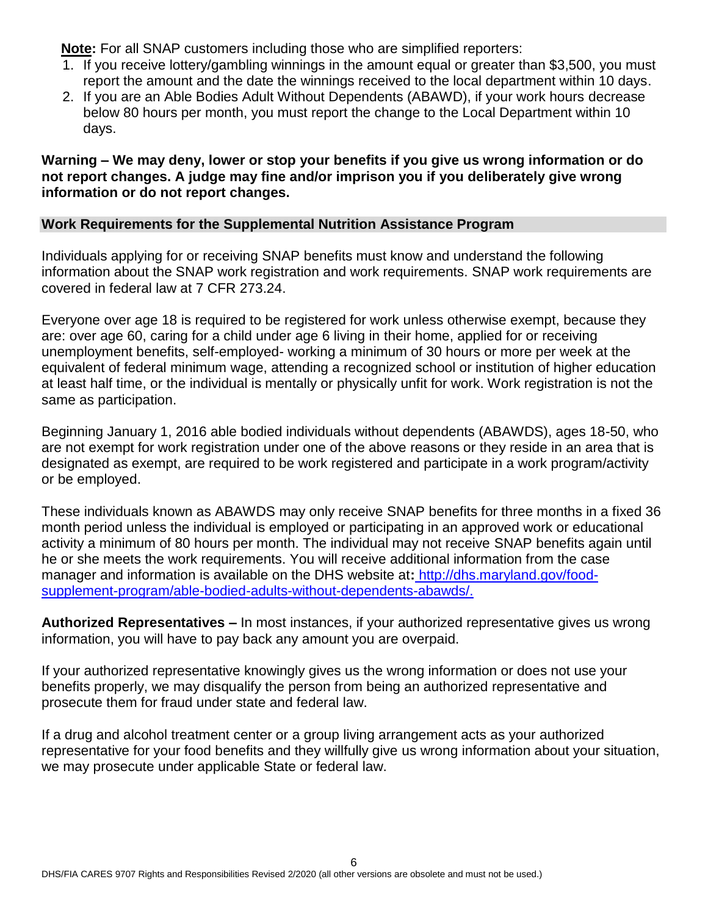**Note:** For all SNAP customers including those who are simplified reporters:

1. If you receive lottery/gambling winnings in the amount equal or greater than $3,500, you must report the amount and the date the winnings received to the local department within 10 days.
2. If you are an Able Bodies Adult Without Dependents (ABAWD), if your work hours decrease below 80 hours per month, you must report the change to the Local Department within 10 days.

**Warning – We may deny, lower or stop your benefits if you give us wrong information or do not report changes. A judge may fine and/or imprison you if you deliberately give wrong information or do not report changes.**

## Work Requirements for the Supplemental Nutrition Assistance Program

Individuals applying for or receiving SNAP benefits must know and understand the following information about the SNAP work registration and work requirements. SNAP work requirements are covered in federal law at 7 CFR 273.24.

Everyone over age 18 is required to be registered for work unless otherwise exempt, because they are: over age 60, caring for a child under age 6 living in their home, applied for or receiving unemployment benefits, self-employed- working a minimum of 30 hours or more per week at the equivalent of federal minimum wage, attending a recognized school or institution of higher education at least half time, or the individual is mentally or physically unfit for work. Work registration is not the same as participation.

Beginning January 1, 2016 able bodied individuals without dependents (ABAWDS), ages 18-50, who are not exempt for work registration under one of the above reasons or they reside in an area that is designated as exempt, are required to be work registered and participate in a work program/activity or be employed.

These individuals known as ABAWDS may only receive SNAP benefits for three months in a fixed 36 month period unless the individual is employed or participating in an approved work or educational activity a minimum of 80 hours per month. The individual may not receive SNAP benefits again until he or she meets the work requirements. You will receive additional information from the case manager and information is available on the DHS website at**:** [http://dhs.maryland.gov/food-supplement-program/able-bodied-adults-without-dependents-abawds/.](http://dhs.maryland.gov/food-supplement-program/able-bodied-adults-without-dependents-abawds/)

**Authorized Representatives –** In most instances, if your authorized representative gives us wrong information, you will have to pay back any amount you are overpaid.

If your authorized representative knowingly gives us the wrong information or does not use your benefits properly, we may disqualify the person from being an authorized representative and prosecute them for fraud under state and federal law.

If a drug and alcohol treatment center or a group living arrangement acts as your authorized representative for your food benefits and they willfully give us wrong information about your situation, we may prosecute under applicable State or federal law.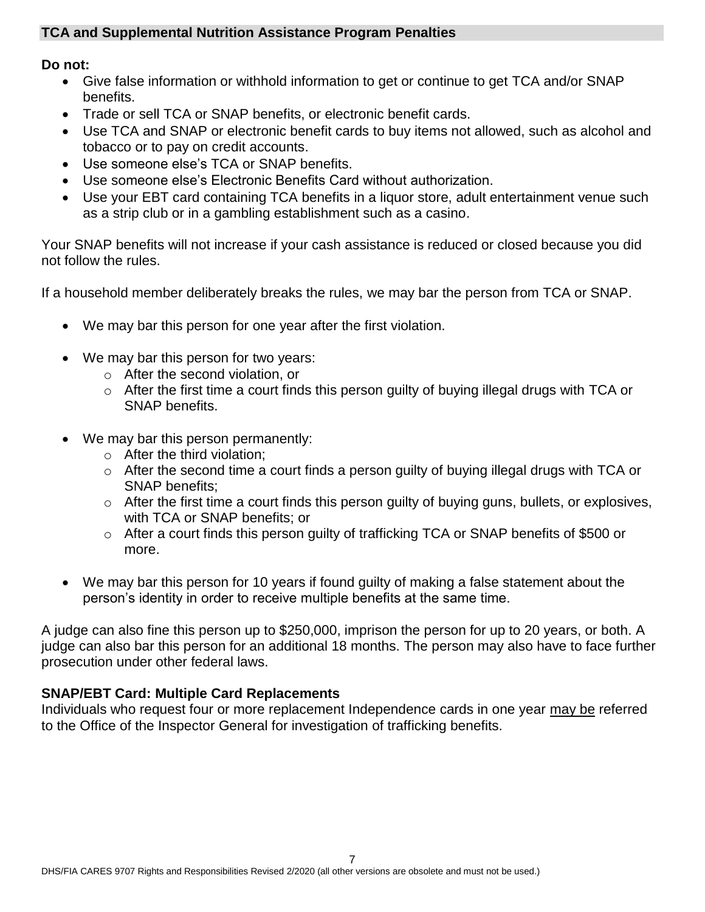## TCA and Supplemental Nutrition Assistance Program Penalties

**Do not:**

- Give false information or withhold information to get or continue to get TCA and/or SNAP benefits.
- Trade or sell TCA or SNAP benefits, or electronic benefit cards.
- Use TCA and SNAP or electronic benefit cards to buy items not allowed, such as alcohol and tobacco or to pay on credit accounts.
- Use someone else's TCA or SNAP benefits.
- Use someone else's Electronic Benefits Card without authorization.
- Use your EBT card containing TCA benefits in a liquor store, adult entertainment venue such as a strip club or in a gambling establishment such as a casino.

Your SNAP benefits will not increase if your cash assistance is reduced or closed because you did not follow the rules.

If a household member deliberately breaks the rules, we may bar the person from TCA or SNAP.

- We may bar this person for one year after the first violation.
- We may bar this person for two years:
  - After the second violation, or
  - After the first time a court finds this person guilty of buying illegal drugs with TCA or SNAP benefits.
- We may bar this person permanently:
  - After the third violation;
  - After the second time a court finds a person guilty of buying illegal drugs with TCA or SNAP benefits;
  - After the first time a court finds this person guilty of buying guns, bullets, or explosives, with TCA or SNAP benefits; or
  - After a court finds this person guilty of trafficking TCA or SNAP benefits of $500 or more.
- We may bar this person for 10 years if found guilty of making a false statement about the person's identity in order to receive multiple benefits at the same time.

A judge can also fine this person up to $250,000, imprison the person for up to 20 years, or both. A judge can also bar this person for an additional 18 months. The person may also have to face further prosecution under other federal laws.

### SNAP/EBT Card: Multiple Card Replacements

Individuals who request four or more replacement Independence cards in one year <u>may be</u> referred to the Office of the Inspector General for investigation of trafficking benefits.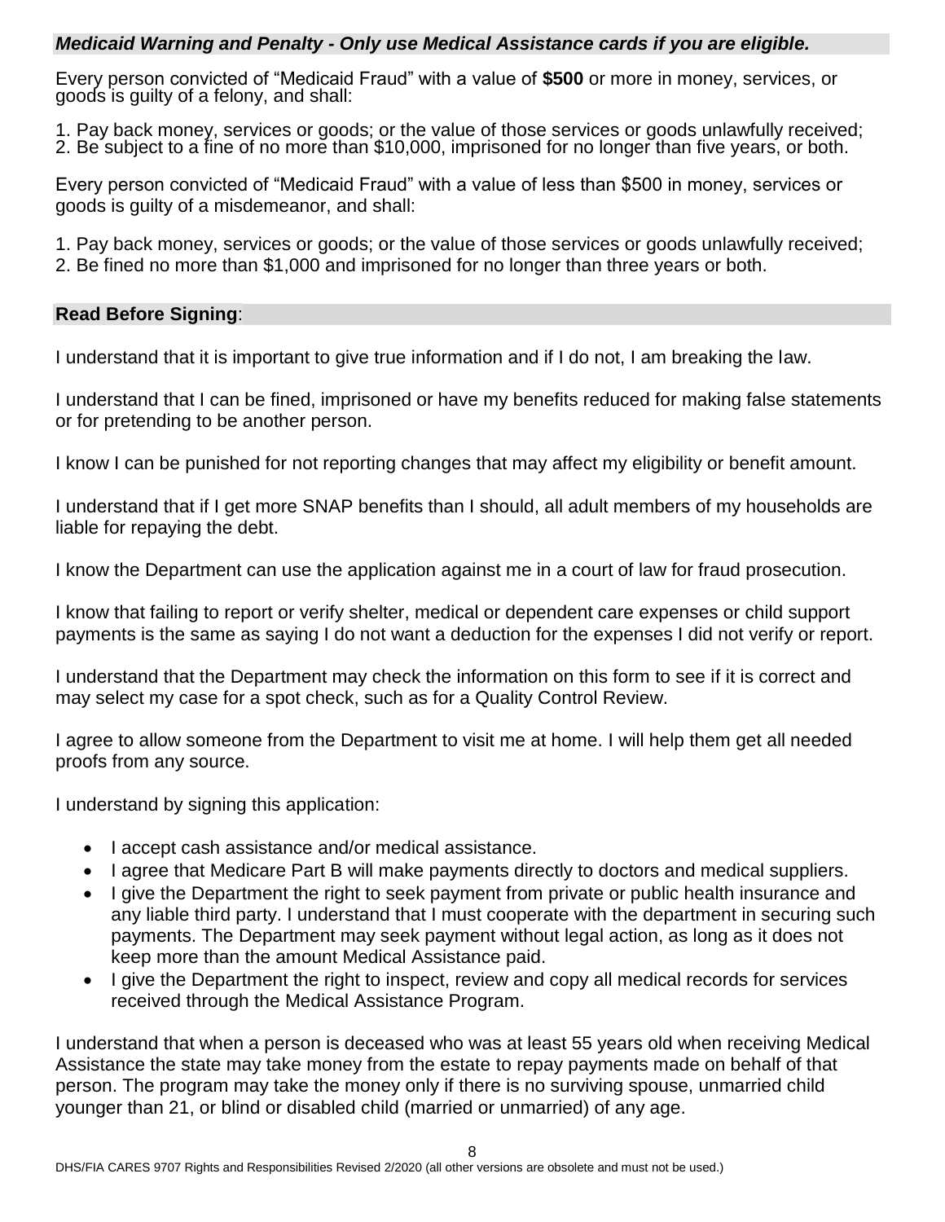### ***Medicaid Warning and Penalty - Only use Medical Assistance cards if you are eligible.***

Every person convicted of "Medicaid Fraud" with a value of **$500** or more in money, services, or goods is guilty of a felony, and shall:

1. Pay back money, services or goods; or the value of those services or goods unlawfully received;
2. Be subject to a fine of no more than $10,000, imprisoned for no longer than five years, or both.

Every person convicted of "Medicaid Fraud" with a value of less than $500 in money, services or goods is guilty of a misdemeanor, and shall:

1. Pay back money, services or goods; or the value of those services or goods unlawfully received;
2. Be fined no more than $1,000 and imprisoned for no longer than three years or both.

### **Read Before Signing**:

I understand that it is important to give true information and if I do not, I am breaking the law.

I understand that I can be fined, imprisoned or have my benefits reduced for making false statements or for pretending to be another person.

I know I can be punished for not reporting changes that may affect my eligibility or benefit amount.

I understand that if I get more SNAP benefits than I should, all adult members of my households are liable for repaying the debt.

I know the Department can use the application against me in a court of law for fraud prosecution.

I know that failing to report or verify shelter, medical or dependent care expenses or child support payments is the same as saying I do not want a deduction for the expenses I did not verify or report.

I understand that the Department may check the information on this form to see if it is correct and may select my case for a spot check, such as for a Quality Control Review.

I agree to allow someone from the Department to visit me at home. I will help them get all needed proofs from any source.

I understand by signing this application:

- I accept cash assistance and/or medical assistance.
- I agree that Medicare Part B will make payments directly to doctors and medical suppliers.
- I give the Department the right to seek payment from private or public health insurance and any liable third party. I understand that I must cooperate with the department in securing such payments. The Department may seek payment without legal action, as long as it does not keep more than the amount Medical Assistance paid.
- I give the Department the right to inspect, review and copy all medical records for services received through the Medical Assistance Program.

I understand that when a person is deceased who was at least 55 years old when receiving Medical Assistance the state may take money from the estate to repay payments made on behalf of that person. The program may take the money only if there is no surviving spouse, unmarried child younger than 21, or blind or disabled child (married or unmarried) of any age.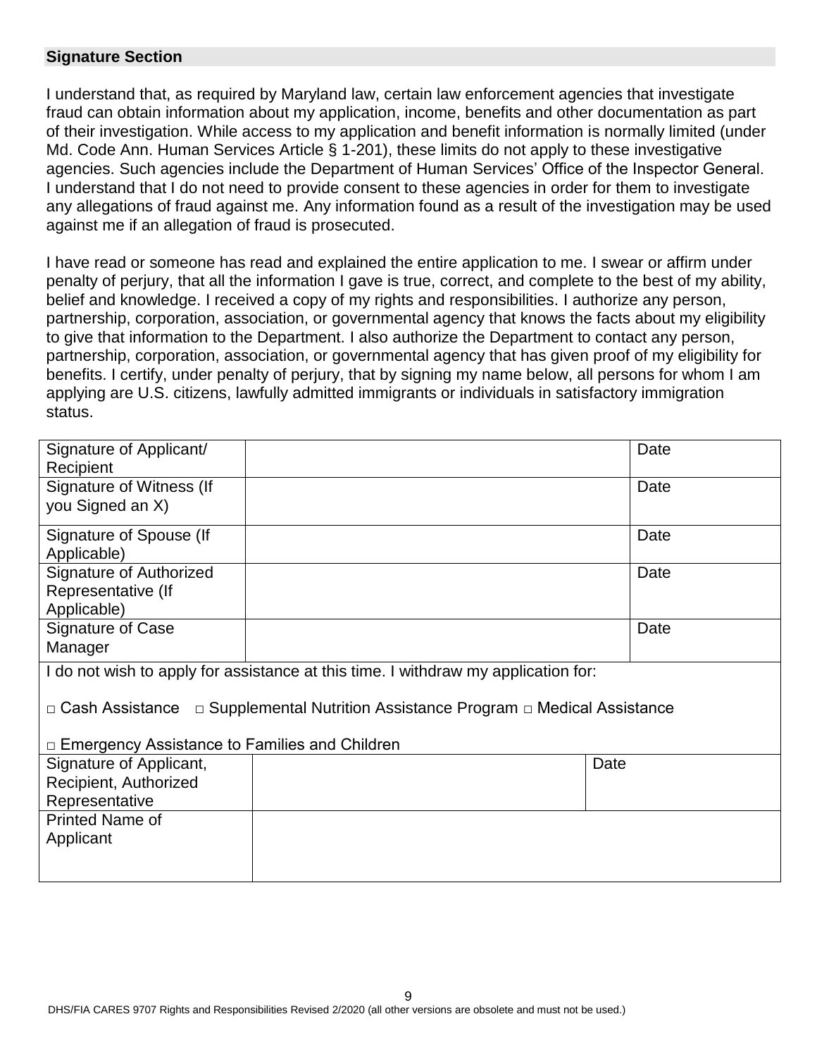## Signature Section

I understand that, as required by Maryland law, certain law enforcement agencies that investigate fraud can obtain information about my application, income, benefits and other documentation as part of their investigation. While access to my application and benefit information is normally limited (under Md. Code Ann. Human Services Article § 1-201), these limits do not apply to these investigative agencies. Such agencies include the Department of Human Services' Office of the Inspector General. I understand that I do not need to provide consent to these agencies in order for them to investigate any allegations of fraud against me. Any information found as a result of the investigation may be used against me if an allegation of fraud is prosecuted.

I have read or someone has read and explained the entire application to me. I swear or affirm under penalty of perjury, that all the information I gave is true, correct, and complete to the best of my ability, belief and knowledge. I received a copy of my rights and responsibilities. I authorize any person, partnership, corporation, association, or governmental agency that knows the facts about my eligibility to give that information to the Department. I also authorize the Department to contact any person, partnership, corporation, association, or governmental agency that has given proof of my eligibility for benefits. I certify, under penalty of perjury, that by signing my name below, all persons for whom I am applying are U.S. citizens, lawfully admitted immigrants or individuals in satisfactory immigration status.

| | | |
|---|---|---|
| Signature of Applicant/ Recipient | | Date |
| Signature of Witness (If you Signed an X) | | Date |
| Signature of Spouse (If Applicable) | | Date |
| Signature of Authorized Representative (If Applicable) | | Date |
| Signature of Case Manager | | Date |

I do not wish to apply for assistance at this time. I withdraw my application for:

□ Cash Assistance □ Supplemental Nutrition Assistance Program □ Medical Assistance

□ Emergency Assistance to Families and Children

| | | |
|---|---|---|
| Signature of Applicant, Recipient, Authorized Representative | | Date |
| Printed Name of Applicant | | |

DHS/FIA CARES 9707 Rights and Responsibilities Revised 2/2020 (all other versions are obsolete and must not be used.)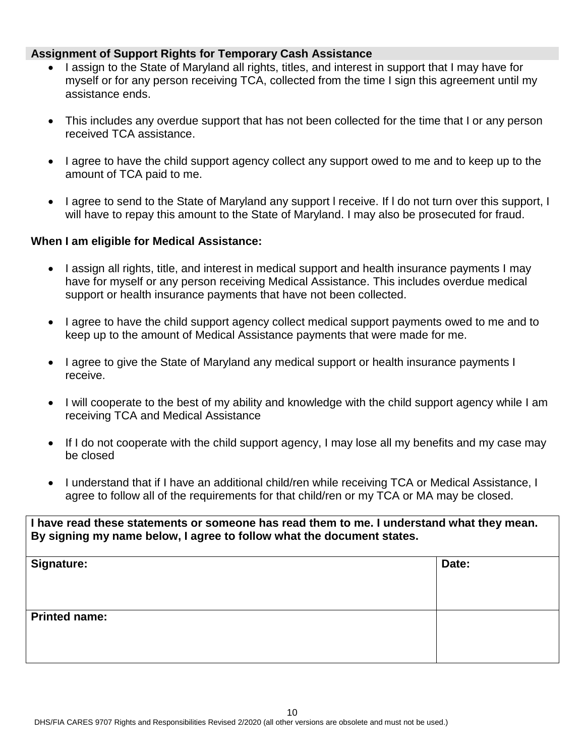## Assignment of Support Rights for Temporary Cash Assistance

- I assign to the State of Maryland all rights, titles, and interest in support that I may have for myself or for any person receiving TCA, collected from the time I sign this agreement until my assistance ends.
- This includes any overdue support that has not been collected for the time that I or any person received TCA assistance.
- I agree to have the child support agency collect any support owed to me and to keep up to the amount of TCA paid to me.
- I agree to send to the State of Maryland any support l receive. If l do not turn over this support, I will have to repay this amount to the State of Maryland. I may also be prosecuted for fraud.

**When I am eligible for Medical Assistance:**

- I assign all rights, title, and interest in medical support and health insurance payments I may have for myself or any person receiving Medical Assistance. This includes overdue medical support or health insurance payments that have not been collected.
- I agree to have the child support agency collect medical support payments owed to me and to keep up to the amount of Medical Assistance payments that were made for me.
- I agree to give the State of Maryland any medical support or health insurance payments I receive.
- I will cooperate to the best of my ability and knowledge with the child support agency while I am receiving TCA and Medical Assistance
- If I do not cooperate with the child support agency, I may lose all my benefits and my case may be closed
- I understand that if I have an additional child/ren while receiving TCA or Medical Assistance, I agree to follow all of the requirements for that child/ren or my TCA or MA may be closed.

| **I have read these statements or someone has read them to me. I understand what they mean. By signing my name below, I agree to follow what the document states.** | |
|---|---|
| **Signature:** | **Date:** |
| **Printed name:** | |

DHS/FIA CARES 9707 Rights and Responsibilities Revised 2/2020 (all other versions are obsolete and must not be used.)